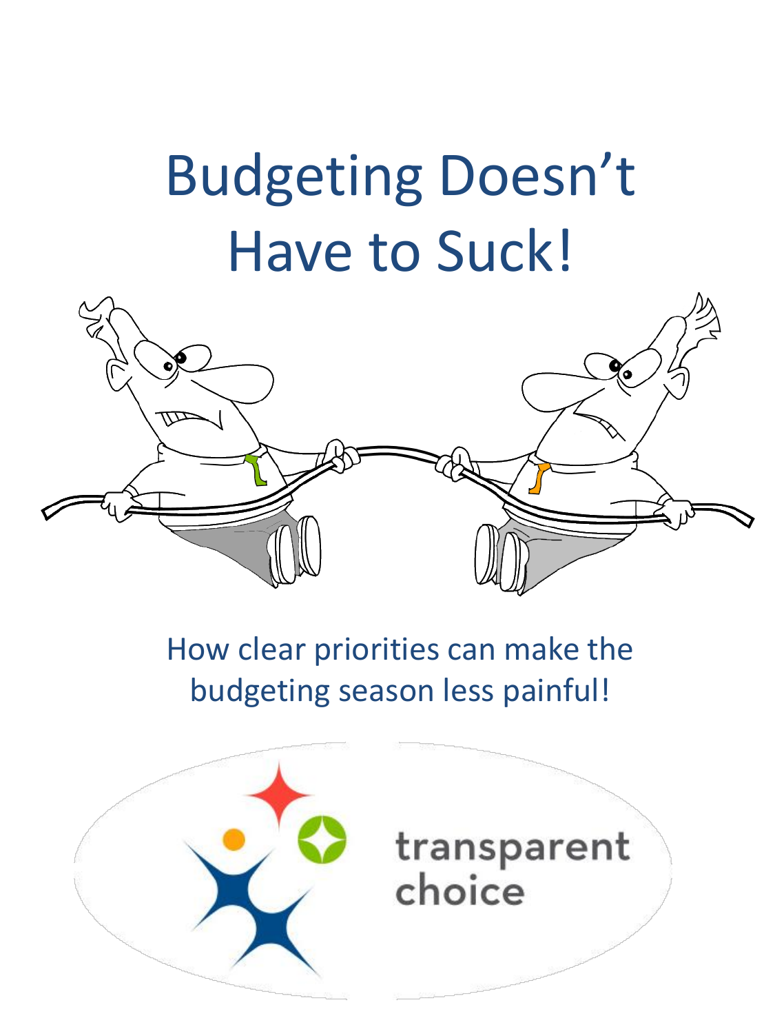# Budgeting Doesn't Have to Suck!

How clear priorities can make the budgeting season less painful!

transparent choice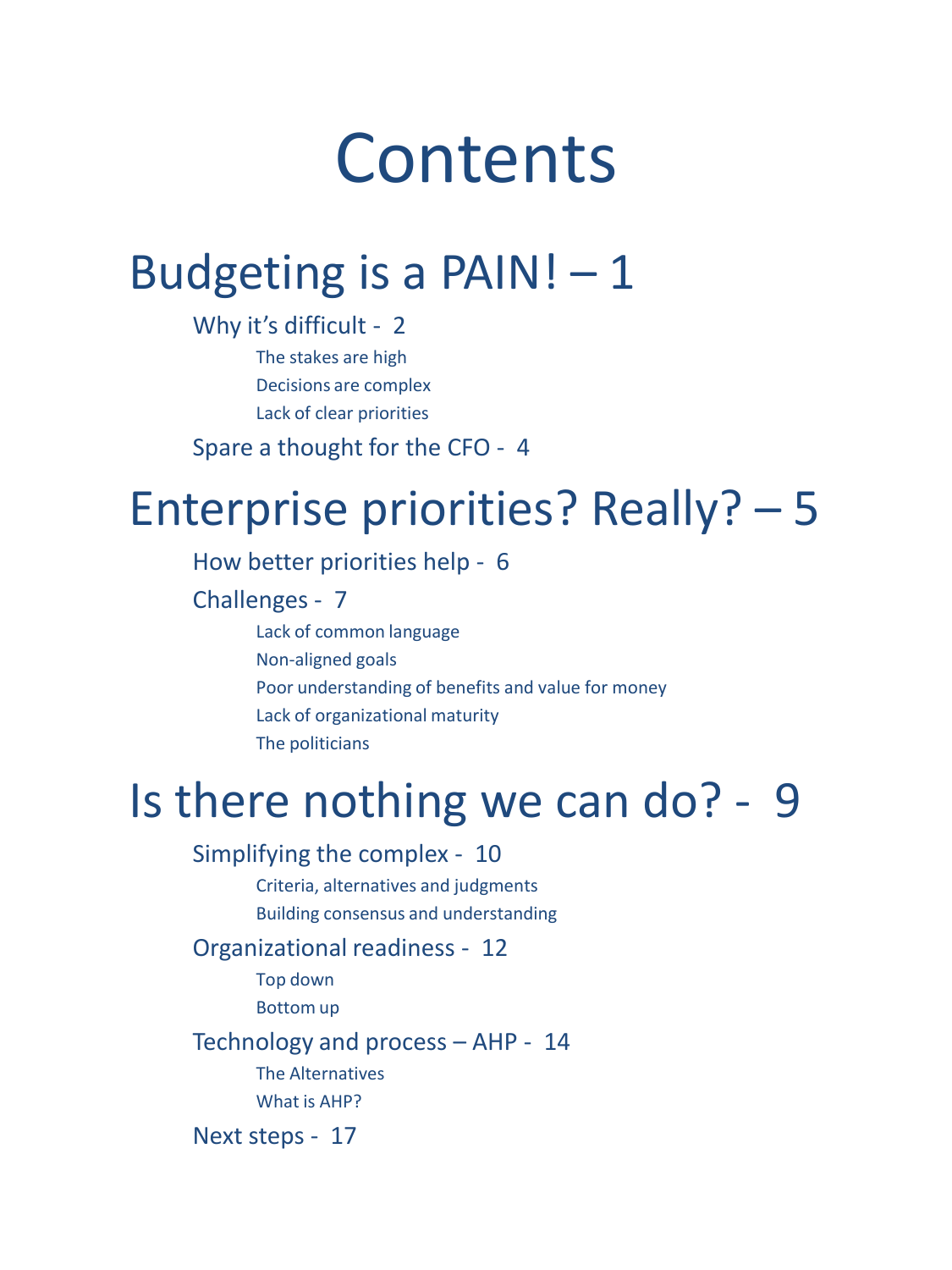# Contents

## Budgeting is a PAIN! – 1

### Why it's difficult - 2

- The stakes are high
- Decisions are complex
- Lack of clear priorities

### Spare a thought for the CFO - 4

## Enterprise priorities? Really? – 5

### How better priorities help - 6

### Challenges - 7

- Lack of common language
- Non-aligned goals
- Poor understanding of benefits and value for money
- Lack of organizational maturity
- The politicians

## Is there nothing we can do? - 9

### Simplifying the complex - 10

- Criteria, alternatives and judgments
- Building consensus and understanding

### Organizational readiness - 12

- Top down
- Bottom up

### Technology and process – AHP - 14

- The Alternatives
- What is AHP?

### Next steps - 17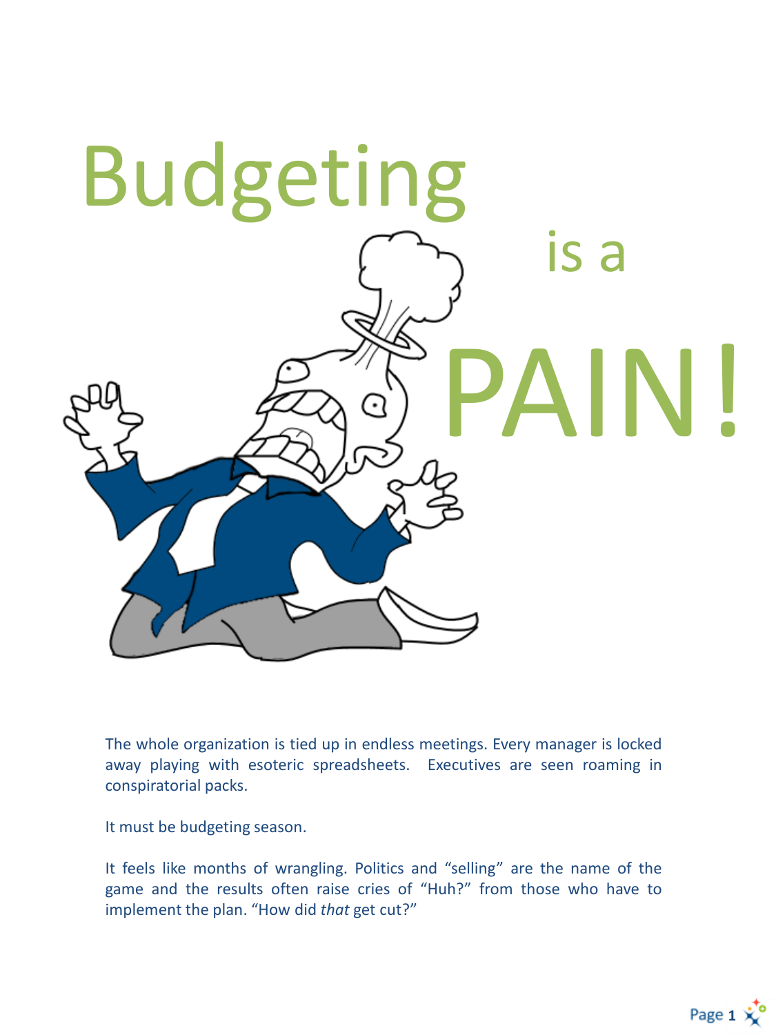# Budgeting is a PAIN!

The whole organization is tied up in endless meetings. Every manager is locked away playing with esoteric spreadsheets. Executives are seen roaming in conspiratorial packs.

It must be budgeting season.

It feels like months of wrangling. Politics and "selling" are the name of the game and the results often raise cries of "Huh?" from those who have to implement the plan. "How did *that* get cut?"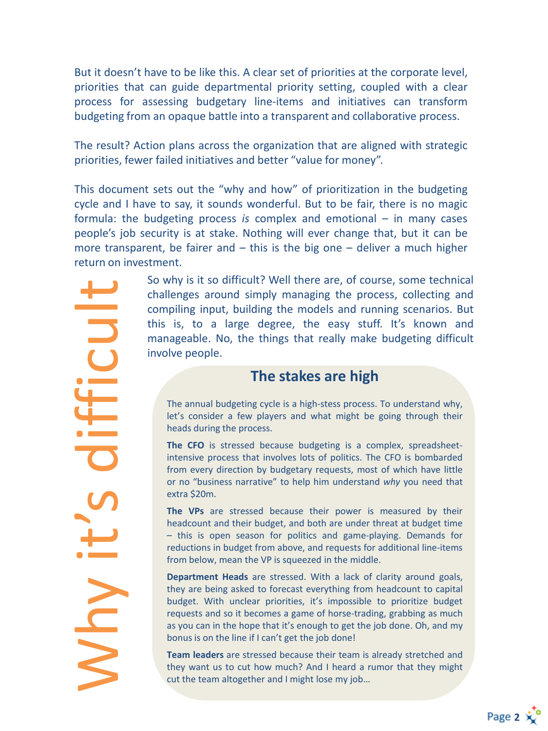But it doesn't have to be like this. A clear set of priorities at the corporate level, priorities that can guide departmental priority setting, coupled with a clear process for assessing budgetary line-items and initiatives can transform budgeting from an opaque battle into a transparent and collaborative process.

The result? Action plans across the organization that are aligned with strategic priorities, fewer failed initiatives and better "value for money".

This document sets out the "why and how" of prioritization in the budgeting cycle and I have to say, it sounds wonderful. But to be fair, there is no magic formula: the budgeting process *is* complex and emotional – in many cases people's job security is at stake. Nothing will ever change that, but it can be more transparent, be fairer and – this is the big one – deliver a much higher return on investment.

## Why it's difficult

So why is it so difficult? Well there are, of course, some technical challenges around simply managing the process, collecting and compiling input, building the models and running scenarios. But this is, to a large degree, the easy stuff. It's known and manageable. No, the things that really make budgeting difficult involve people.

### The stakes are high

The annual budgeting cycle is a high-stess process. To understand why, let's consider a few players and what might be going through their heads during the process.

**The CFO** is stressed because budgeting is a complex, spreadsheet-intensive process that involves lots of politics. The CFO is bombarded from every direction by budgetary requests, most of which have little or no "business narrative" to help him understand *why* you need that extra $20m.

**The VPs** are stressed because their power is measured by their headcount and their budget, and both are under threat at budget time – this is open season for politics and game-playing. Demands for reductions in budget from above, and requests for additional line-items from below, mean the VP is squeezed in the middle.

**Department Heads** are stressed. With a lack of clarity around goals, they are being asked to forecast everything from headcount to capital budget. With unclear priorities, it's impossible to prioritize budget requests and so it becomes a game of horse-trading, grabbing as much as you can in the hope that it's enough to get the job done. Oh, and my bonus is on the line if I can't get the job done!

**Team leaders** are stressed because their team is already stretched and they want us to cut how much? And I heard a rumor that they might cut the team altogether and I might lose my job…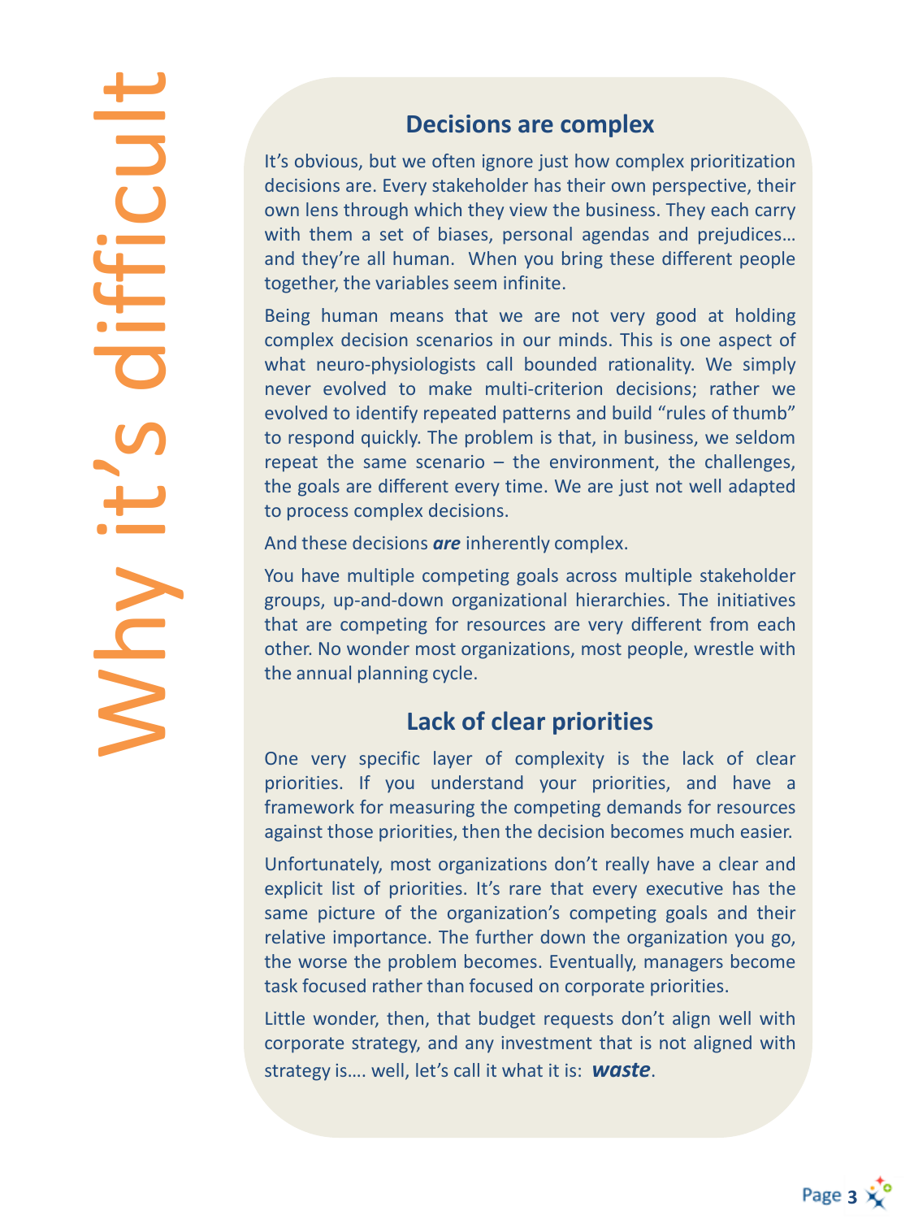# Why it's difficult

## Decisions are complex

It's obvious, but we often ignore just how complex prioritization decisions are. Every stakeholder has their own perspective, their own lens through which they view the business. They each carry with them a set of biases, personal agendas and prejudices… and they're all human. When you bring these different people together, the variables seem infinite.

Being human means that we are not very good at holding complex decision scenarios in our minds. This is one aspect of what neuro-physiologists call bounded rationality. We simply never evolved to make multi-criterion decisions; rather we evolved to identify repeated patterns and build "rules of thumb" to respond quickly. The problem is that, in business, we seldom repeat the same scenario – the environment, the challenges, the goals are different every time. We are just not well adapted to process complex decisions.

And these decisions ***are*** inherently complex.

You have multiple competing goals across multiple stakeholder groups, up-and-down organizational hierarchies. The initiatives that are competing for resources are very different from each other. No wonder most organizations, most people, wrestle with the annual planning cycle.

## Lack of clear priorities

One very specific layer of complexity is the lack of clear priorities. If you understand your priorities, and have a framework for measuring the competing demands for resources against those priorities, then the decision becomes much easier.

Unfortunately, most organizations don't really have a clear and explicit list of priorities. It's rare that every executive has the same picture of the organization's competing goals and their relative importance. The further down the organization you go, the worse the problem becomes. Eventually, managers become task focused rather than focused on corporate priorities.

Little wonder, then, that budget requests don't align well with corporate strategy, and any investment that is not aligned with strategy is…. well, let's call it what it is: ***waste***.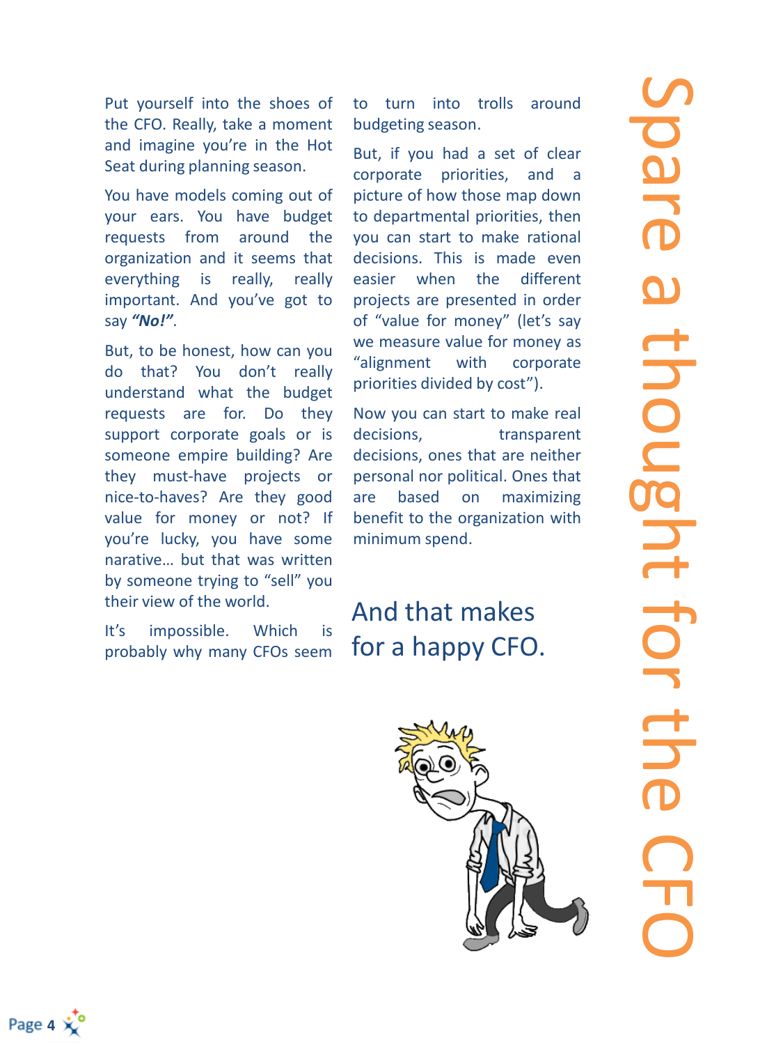# Spare a thought for the CFO

Put yourself into the shoes of the CFO. Really, take a moment and imagine you're in the Hot Seat during planning season.

You have models coming out of your ears. You have budget requests from around the organization and it seems that everything is really, really important. And you've got to say ***"No!"***.

But, to be honest, how can you do that? You don't really understand what the budget requests are for. Do they support corporate goals or is someone empire building? Are they must-have projects or nice-to-haves? Are they good value for money or not? If you're lucky, you have some narative… but that was written by someone trying to "sell" you their view of the world.

It's impossible. Which is probably why many CFOs seem to turn into trolls around budgeting season.

But, if you had a set of clear corporate priorities, and a picture of how those map down to departmental priorities, then you can start to make rational decisions. This is made even easier when the different projects are presented in order of "value for money" (let's say we measure value for money as "alignment with corporate priorities divided by cost").

Now you can start to make real decisions, transparent decisions, ones that are neither personal nor political. Ones that are based on maximizing benefit to the organization with minimum spend.

## And that makes for a happy CFO.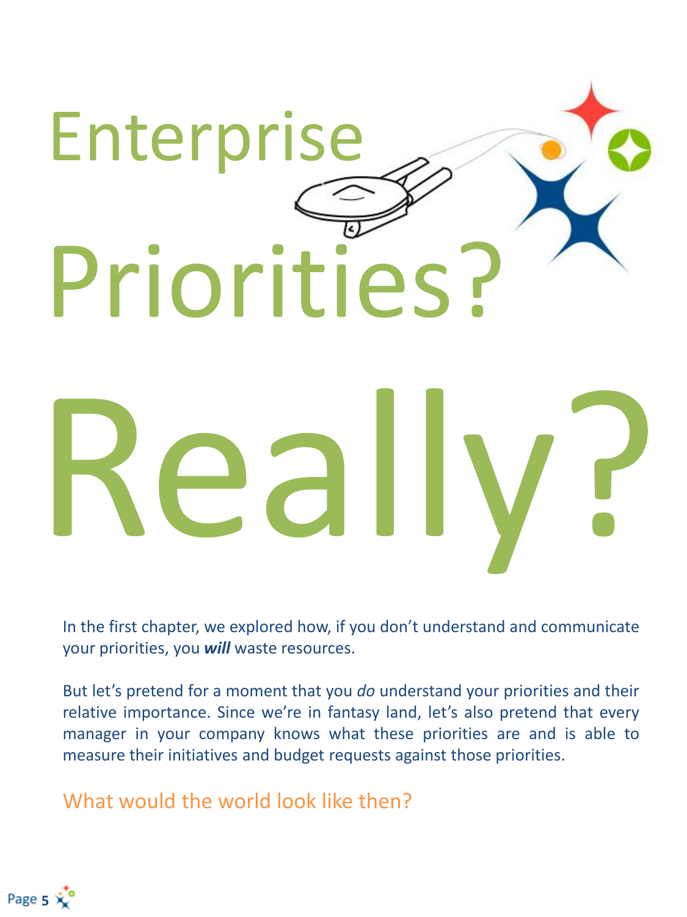# Enterprise Priorities? Really?

In the first chapter, we explored how, if you don't understand and communicate your priorities, you ***will*** waste resources.

But let's pretend for a moment that you *do* understand your priorities and their relative importance. Since we're in fantasy land, let's also pretend that every manager in your company knows what these priorities are and is able to measure their initiatives and budget requests against those priorities.

What would the world look like then?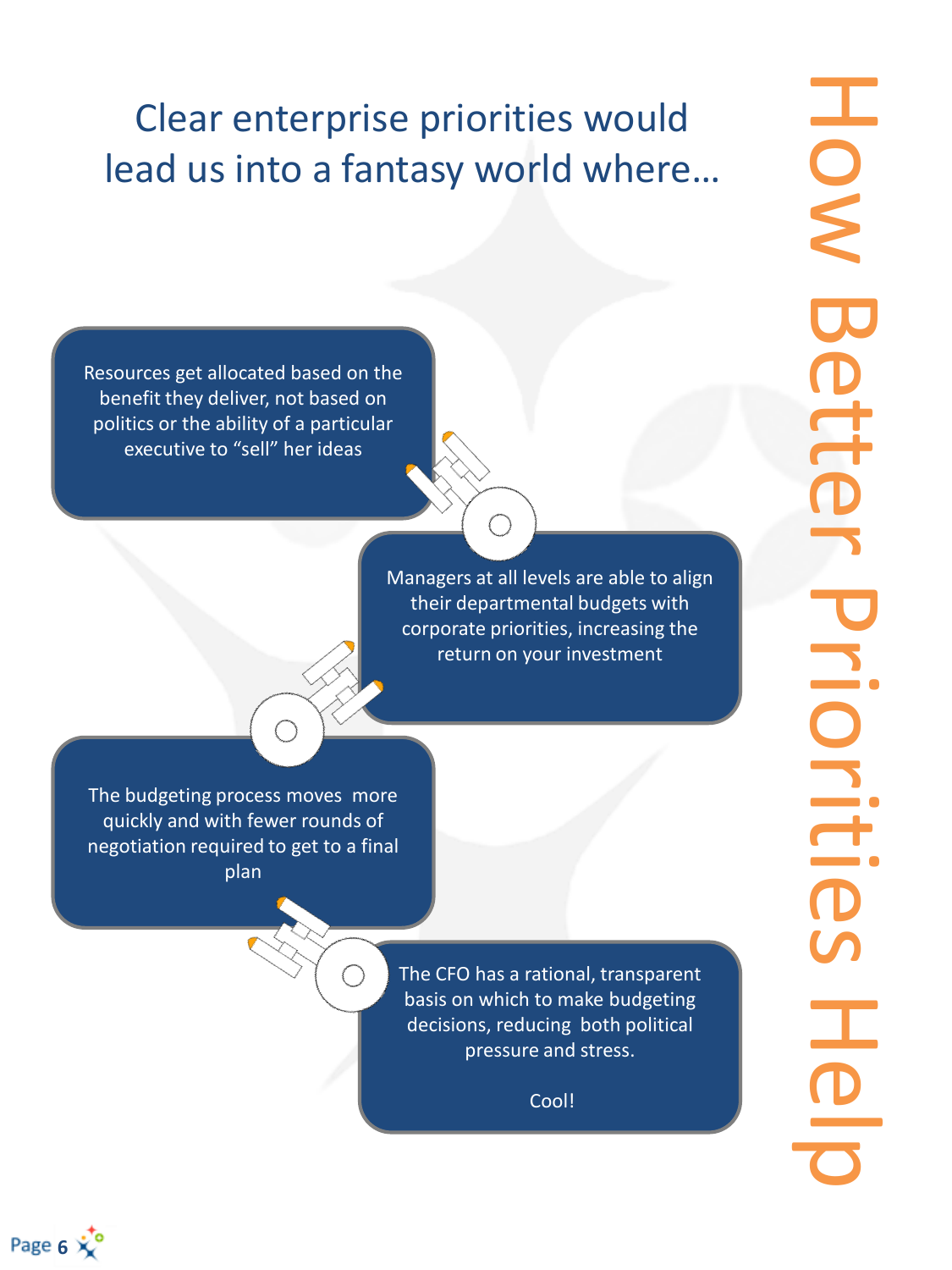# How Better Priorities Help

## Clear enterprise priorities would lead us into a fantasy world where…

Resources get allocated based on the benefit they deliver, not based on politics or the ability of a particular executive to "sell" her ideas

Managers at all levels are able to align their departmental budgets with corporate priorities, increasing the return on your investment

The budgeting process moves more quickly and with fewer rounds of negotiation required to get to a final plan

The CFO has a rational, transparent basis on which to make budgeting decisions, reducing both political pressure and stress.

Cool!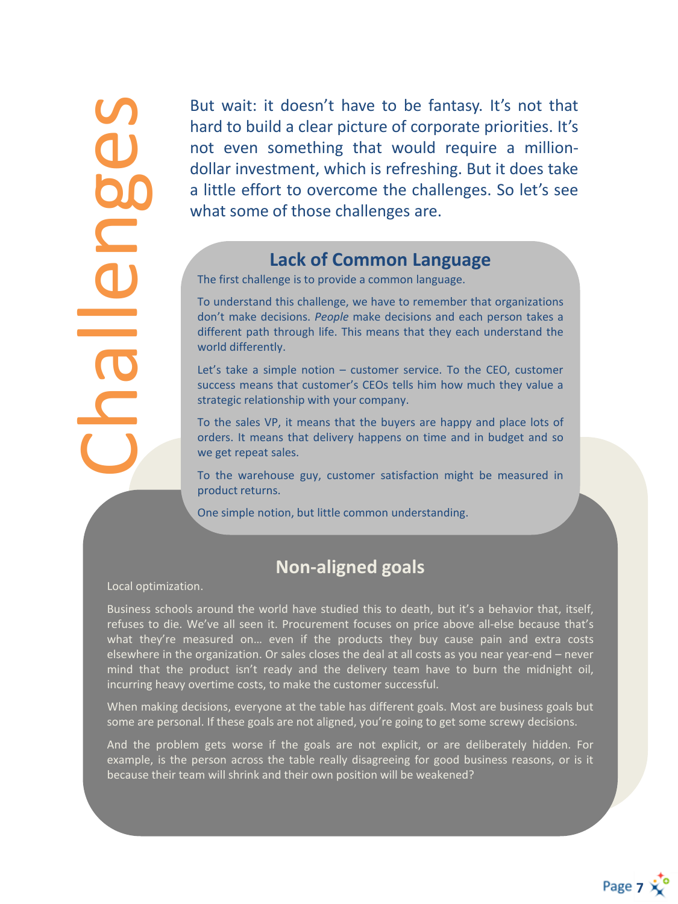# Challenges

But wait: it doesn't have to be fantasy. It's not that hard to build a clear picture of corporate priorities. It's not even something that would require a million-dollar investment, which is refreshing. But it does take a little effort to overcome the challenges. So let's see what some of those challenges are.

## Lack of Common Language

The first challenge is to provide a common language.

To understand this challenge, we have to remember that organizations don't make decisions. *People* make decisions and each person takes a different path through life. This means that they each understand the world differently.

Let's take a simple notion – customer service. To the CEO, customer success means that customer's CEOs tells him how much they value a strategic relationship with your company.

To the sales VP, it means that the buyers are happy and place lots of orders. It means that delivery happens on time and in budget and so we get repeat sales.

To the warehouse guy, customer satisfaction might be measured in product returns.

One simple notion, but little common understanding.

## Non-aligned goals

Local optimization.

Business schools around the world have studied this to death, but it's a behavior that, itself, refuses to die. We've all seen it. Procurement focuses on price above all-else because that's what they're measured on… even if the products they buy cause pain and extra costs elsewhere in the organization. Or sales closes the deal at all costs as you near year-end – never mind that the product isn't ready and the delivery team have to burn the midnight oil, incurring heavy overtime costs, to make the customer successful.

When making decisions, everyone at the table has different goals. Most are business goals but some are personal. If these goals are not aligned, you're going to get some screwy decisions.

And the problem gets worse if the goals are not explicit, or are deliberately hidden. For example, is the person across the table really disagreeing for good business reasons, or is it because their team will shrink and their own position will be weakened?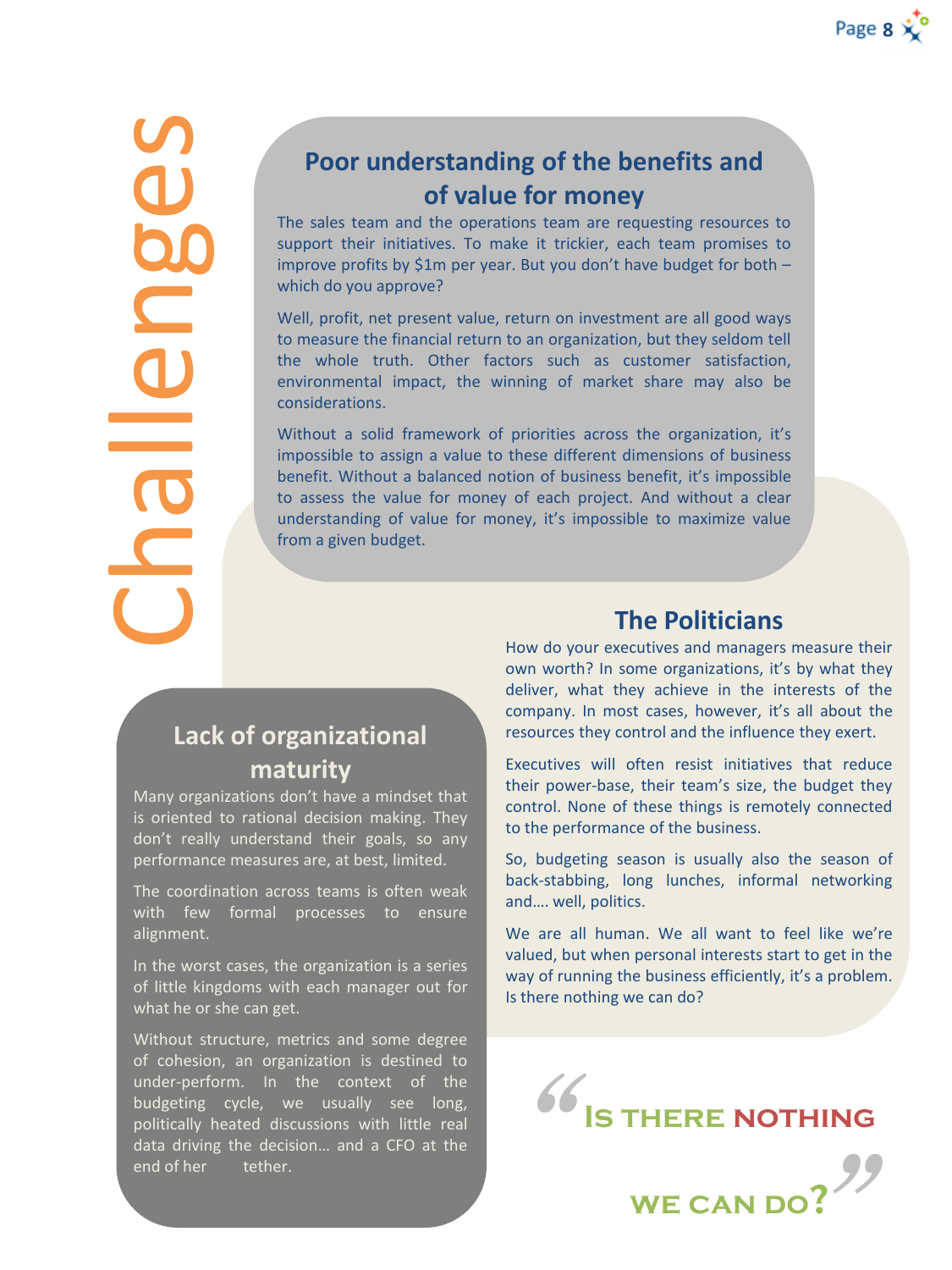# Challenges

## Poor understanding of the benefits and of value for money

The sales team and the operations team are requesting resources to support their initiatives. To make it trickier, each team promises to improve profits by $1m per year. But you don't have budget for both – which do you approve?

Well, profit, net present value, return on investment are all good ways to measure the financial return to an organization, but they seldom tell the whole truth. Other factors such as customer satisfaction, environmental impact, the winning of market share may also be considerations.

Without a solid framework of priorities across the organization, it's impossible to assign a value to these different dimensions of business benefit. Without a balanced notion of business benefit, it's impossible to assess the value for money of each project. And without a clear understanding of value for money, it's impossible to maximize value from a given budget.

## The Politicians

How do your executives and managers measure their own worth? In some organizations, it's by what they deliver, what they achieve in the interests of the company. In most cases, however, it's all about the resources they control and the influence they exert.

Executives will often resist initiatives that reduce their power-base, their team's size, the budget they control. None of these things is remotely connected to the performance of the business.

So, budgeting season is usually also the season of back-stabbing, long lunches, informal networking and…. well, politics.

We are all human. We all want to feel like we're valued, but when personal interests start to get in the way of running the business efficiently, it's a problem. Is there nothing we can do?

## Lack of organizational maturity

Many organizations don't have a mindset that is oriented to rational decision making. They don't really understand their goals, so any performance measures are, at best, limited.

The coordination across teams is often weak with few formal processes to ensure alignment.

In the worst cases, the organization is a series of little kingdoms with each manager out for what he or she can get.

Without structure, metrics and some degree of cohesion, an organization is destined to under-perform. In the context of the budgeting cycle, we usually see long, politically heated discussions with little real data driving the decision… and a CFO at the end of her tether.

> "Is there nothing we can do?"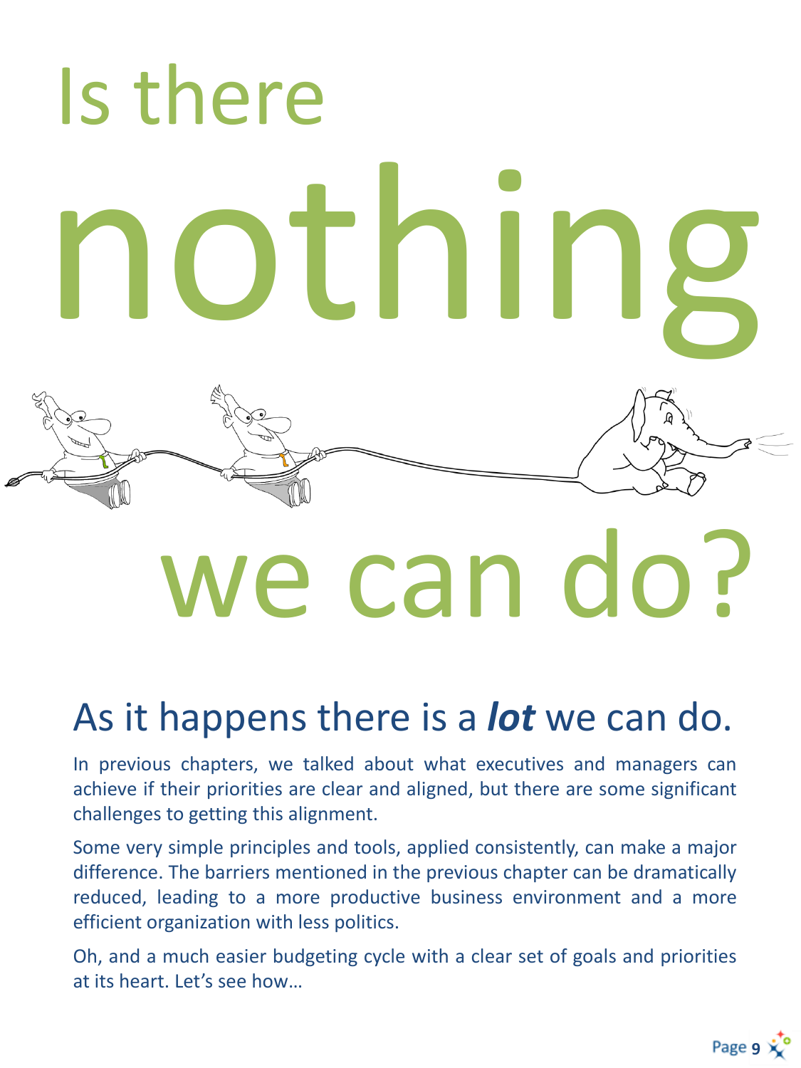# Is there nothing we can do?

## As it happens there is a ***lot*** we can do.

In previous chapters, we talked about what executives and managers can achieve if their priorities are clear and aligned, but there are some significant challenges to getting this alignment.

Some very simple principles and tools, applied consistently, can make a major difference. The barriers mentioned in the previous chapter can be dramatically reduced, leading to a more productive business environment and a more efficient organization with less politics.

Oh, and a much easier budgeting cycle with a clear set of goals and priorities at its heart. Let's see how…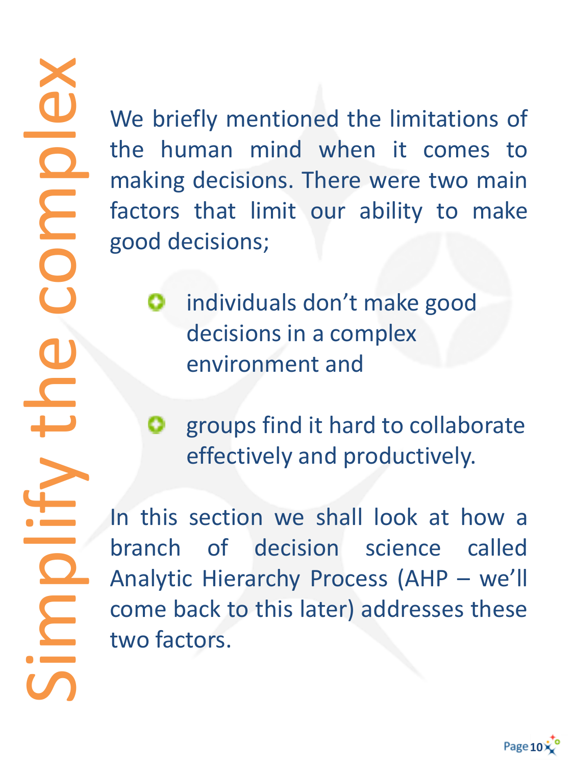# Simplify the complex

We briefly mentioned the limitations of the human mind when it comes to making decisions. There were two main factors that limit our ability to make good decisions;

- individuals don't make good decisions in a complex environment and
- groups find it hard to collaborate effectively and productively.

In this section we shall look at how a branch of decision science called Analytic Hierarchy Process (AHP – we'll come back to this later) addresses these two factors.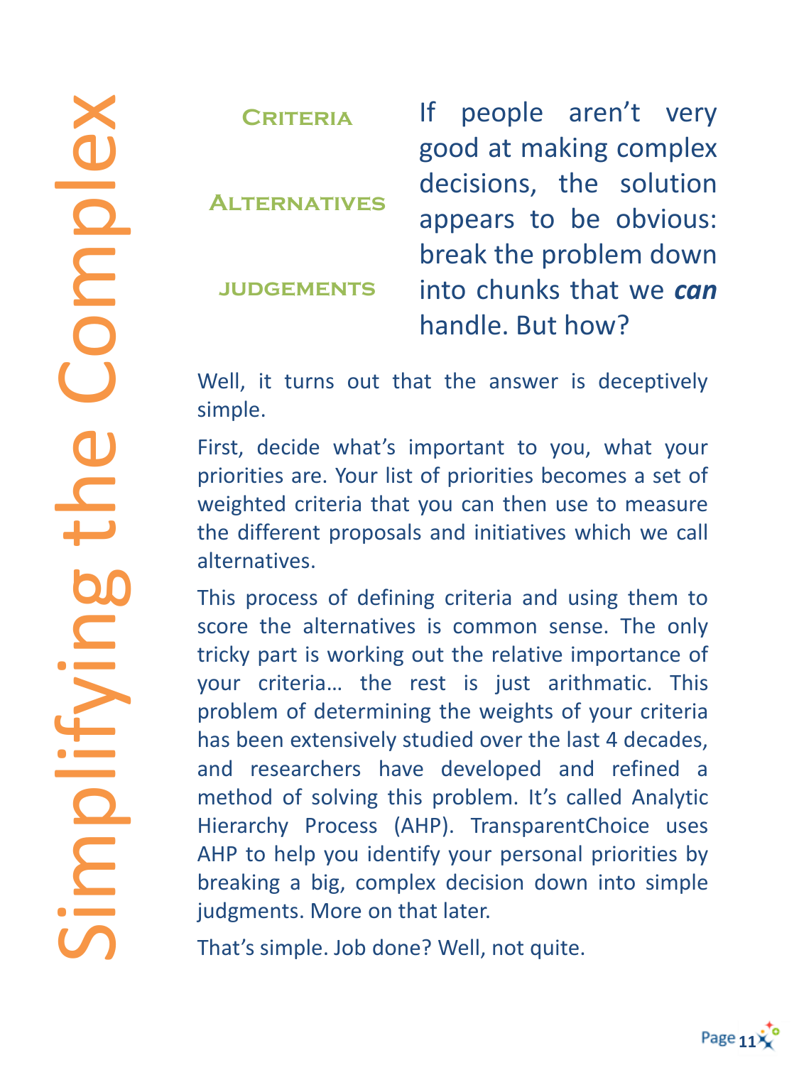# Simplifying the Complex

**Criteria**

**Alternatives**

**judgements**

If people aren't very good at making complex decisions, the solution appears to be obvious: break the problem down into chunks that we ***can*** handle. But how?

Well, it turns out that the answer is deceptively simple.

First, decide what's important to you, what your priorities are. Your list of priorities becomes a set of weighted criteria that you can then use to measure the different proposals and initiatives which we call alternatives.

This process of defining criteria and using them to score the alternatives is common sense. The only tricky part is working out the relative importance of your criteria… the rest is just arithmatic. This problem of determining the weights of your criteria has been extensively studied over the last 4 decades, and researchers have developed and refined a method of solving this problem. It's called Analytic Hierarchy Process (AHP). TransparentChoice uses AHP to help you identify your personal priorities by breaking a big, complex decision down into simple judgments. More on that later.

That's simple. Job done? Well, not quite.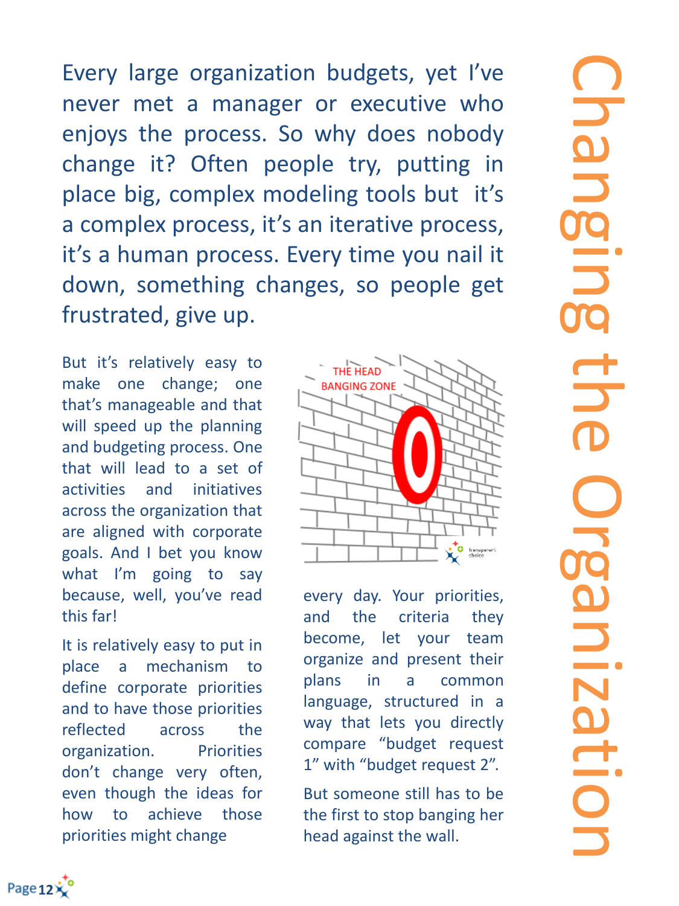# Changing the Organization

Every large organization budgets, yet I've never met a manager or executive who enjoys the process. So why does nobody change it? Often people try, putting in place big, complex modeling tools but it's a complex process, it's an iterative process, it's a human process. Every time you nail it down, something changes, so people get frustrated, give up.

But it's relatively easy to make one change; one that's manageable and that will speed up the planning and budgeting process. One that will lead to a set of activities and initiatives across the organization that are aligned with corporate goals. And I bet you know what I'm going to say because, well, you've read this far!

It is relatively easy to put in place a mechanism to define corporate priorities and to have those priorities reflected across the organization. Priorities don't change very often, even though the ideas for how to achieve those priorities might change every day. Your priorities, and the criteria they become, let your team organize and present their plans in a common language, structured in a way that lets you directly compare "budget request 1" with "budget request 2".

But someone still has to be the first to stop banging her head against the wall.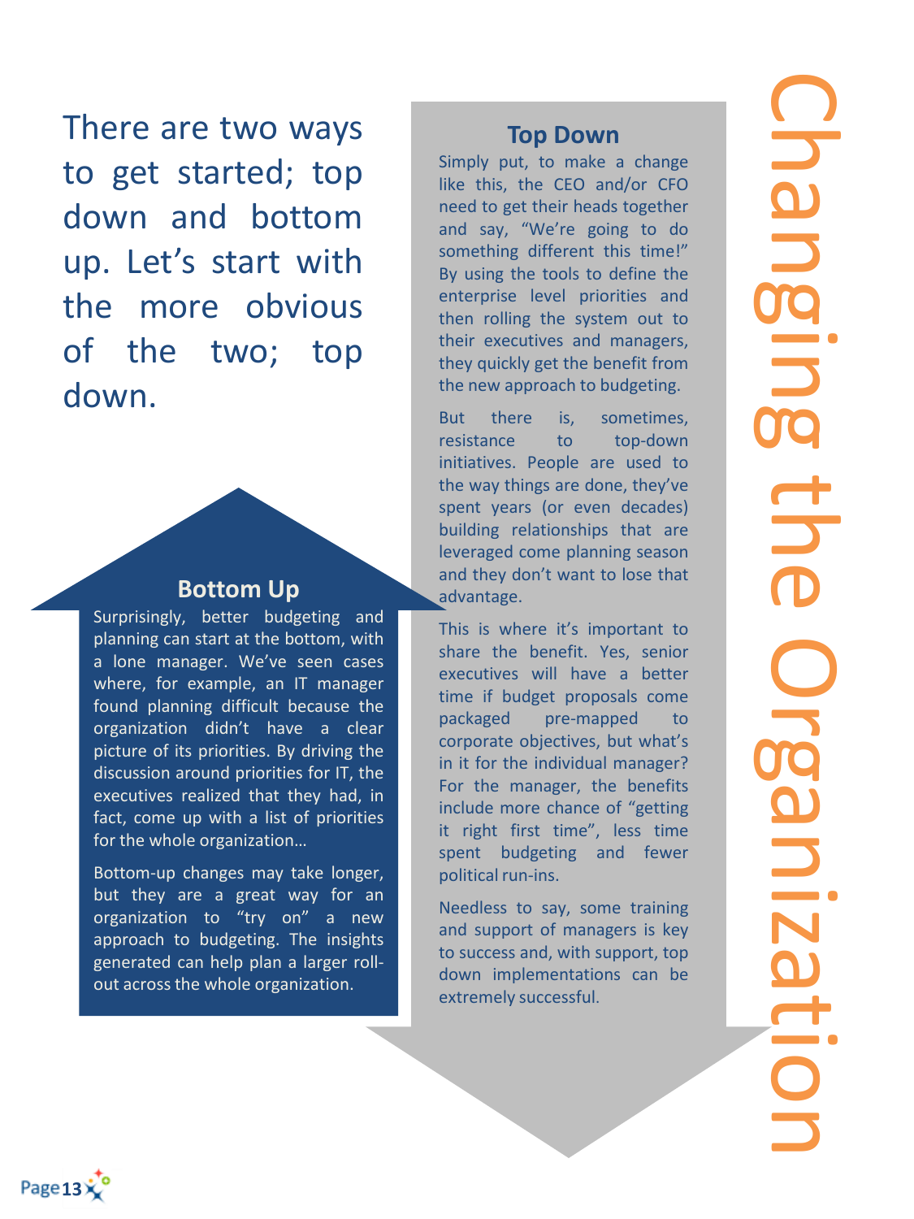# Changing the Organization

There are two ways to get started; top down and bottom up. Let's start with the more obvious of the two; top down.

## Top Down

Simply put, to make a change like this, the CEO and/or CFO need to get their heads together and say, "We're going to do something different this time!" By using the tools to define the enterprise level priorities and then rolling the system out to their executives and managers, they quickly get the benefit from the new approach to budgeting.

But there is, sometimes, resistance to top-down initiatives. People are used to the way things are done, they've spent years (or even decades) building relationships that are leveraged come planning season and they don't want to lose that advantage.

This is where it's important to share the benefit. Yes, senior executives will have a better time if budget proposals come packaged pre-mapped to corporate objectives, but what's in it for the individual manager? For the manager, the benefits include more chance of "getting it right first time", less time spent budgeting and fewer political run-ins.

Needless to say, some training and support of managers is key to success and, with support, top down implementations can be extremely successful.

## Bottom Up

Surprisingly, better budgeting and planning can start at the bottom, with a lone manager. We've seen cases where, for example, an IT manager found planning difficult because the organization didn't have a clear picture of its priorities. By driving the discussion around priorities for IT, the executives realized that they had, in fact, come up with a list of priorities for the whole organization…

Bottom-up changes may take longer, but they are a great way for an organization to "try on" a new approach to budgeting. The insights generated can help plan a larger roll-out across the whole organization.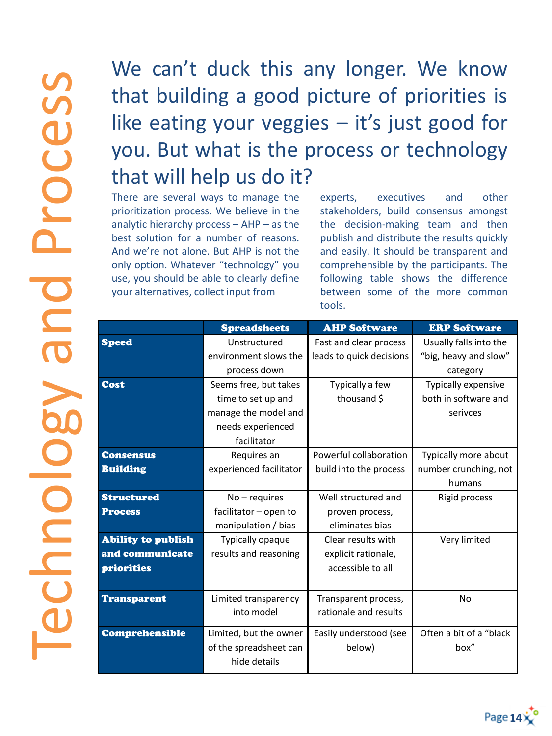# Technology and Process

## We can't duck this any longer. We know that building a good picture of priorities is like eating your veggies – it's just good for you. But what is the process or technology that will help us do it?

There are several ways to manage the prioritization process. We believe in the analytic hierarchy process – AHP – as the best solution for a number of reasons. And we're not alone. But AHP is not the only option. Whatever "technology" you use, you should be able to clearly define your alternatives, collect input from experts, executives and other stakeholders, build consensus amongst the decision-making team and then publish and distribute the results quickly and easily. It should be transparent and comprehensible by the participants. The following table shows the difference between some of the more common tools.

| | Spreadsheets | AHP Software | ERP Software |
|---|---|---|---|
| **Speed** | Unstructured environment slows the process down | Fast and clear process leads to quick decisions | Usually falls into the "big, heavy and slow" category |
| **Cost** | Seems free, but takes time to set up and manage the model and needs experienced facilitator | Typically a few thousand $ | Typically expensive both in software and serivces |
| **Consensus Building** | Requires an experienced facilitator | Powerful collaboration build into the process | Typically more about number crunching, not humans |
| **Structured Process** | No – requires facilitator – open to manipulation / bias | Well structured and proven process, eliminates bias | Rigid process |
| **Ability to publish and communicate priorities** | Typically opaque results and reasoning | Clear results with explicit rationale, accessible to all | Very limited |
| **Transparent** | Limited transparency into model | Transparent process, rationale and results | No |
| **Comprehensible** | Limited, but the owner of the spreadsheet can hide details | Easily understood (see below) | Often a bit of a "black box" |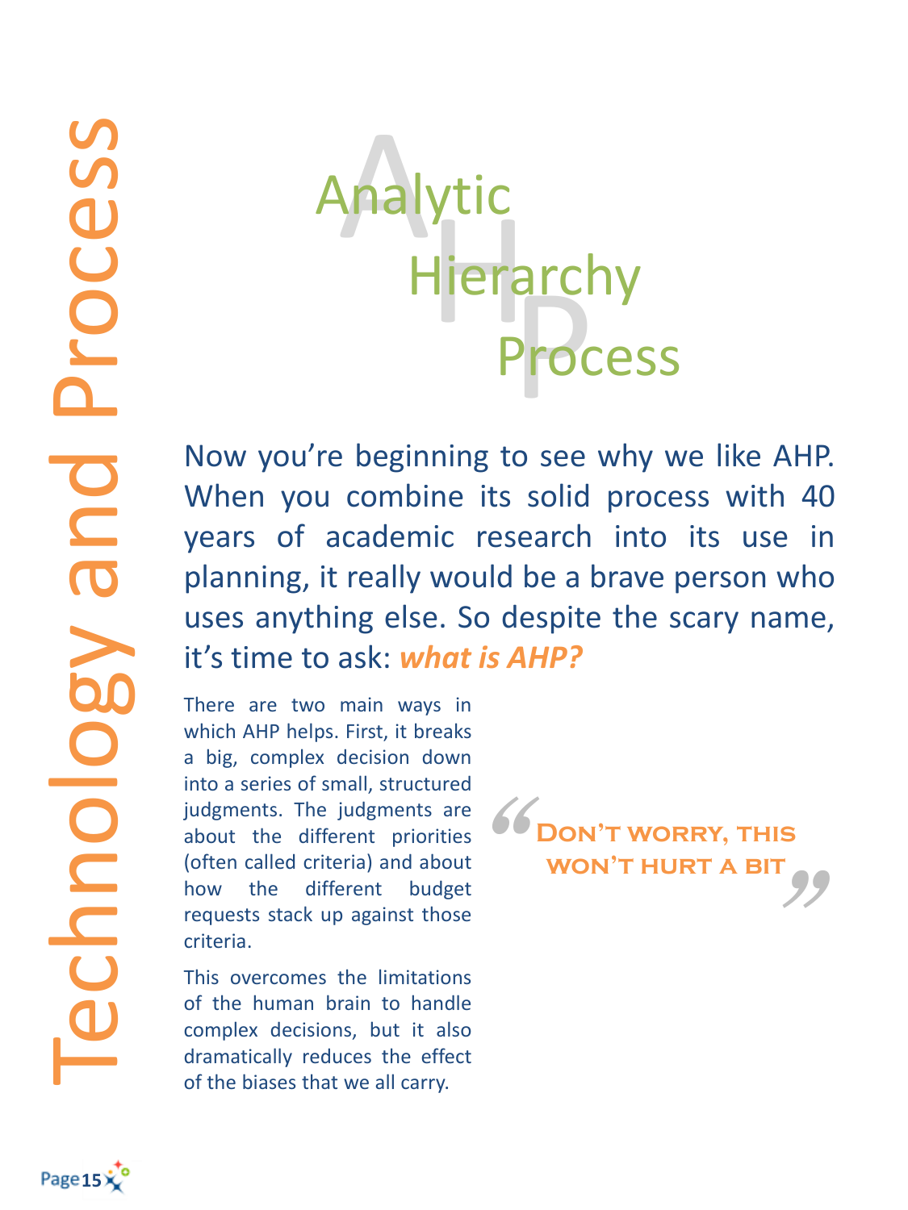# Analytic Hierarchy Process

Now you're beginning to see why we like AHP. When you combine its solid process with 40 years of academic research into its use in planning, it really would be a brave person who uses anything else. So despite the scary name, it's time to ask: ***what is AHP?***

There are two main ways in which AHP helps. First, it breaks a big, complex decision down into a series of small, structured judgments. The judgments are about the different priorities (often called criteria) and about how the different budget requests stack up against those criteria.

This overcomes the limitations of the human brain to handle complex decisions, but it also dramatically reduces the effect of the biases that we all carry.

> "Don't worry, this won't hurt a bit"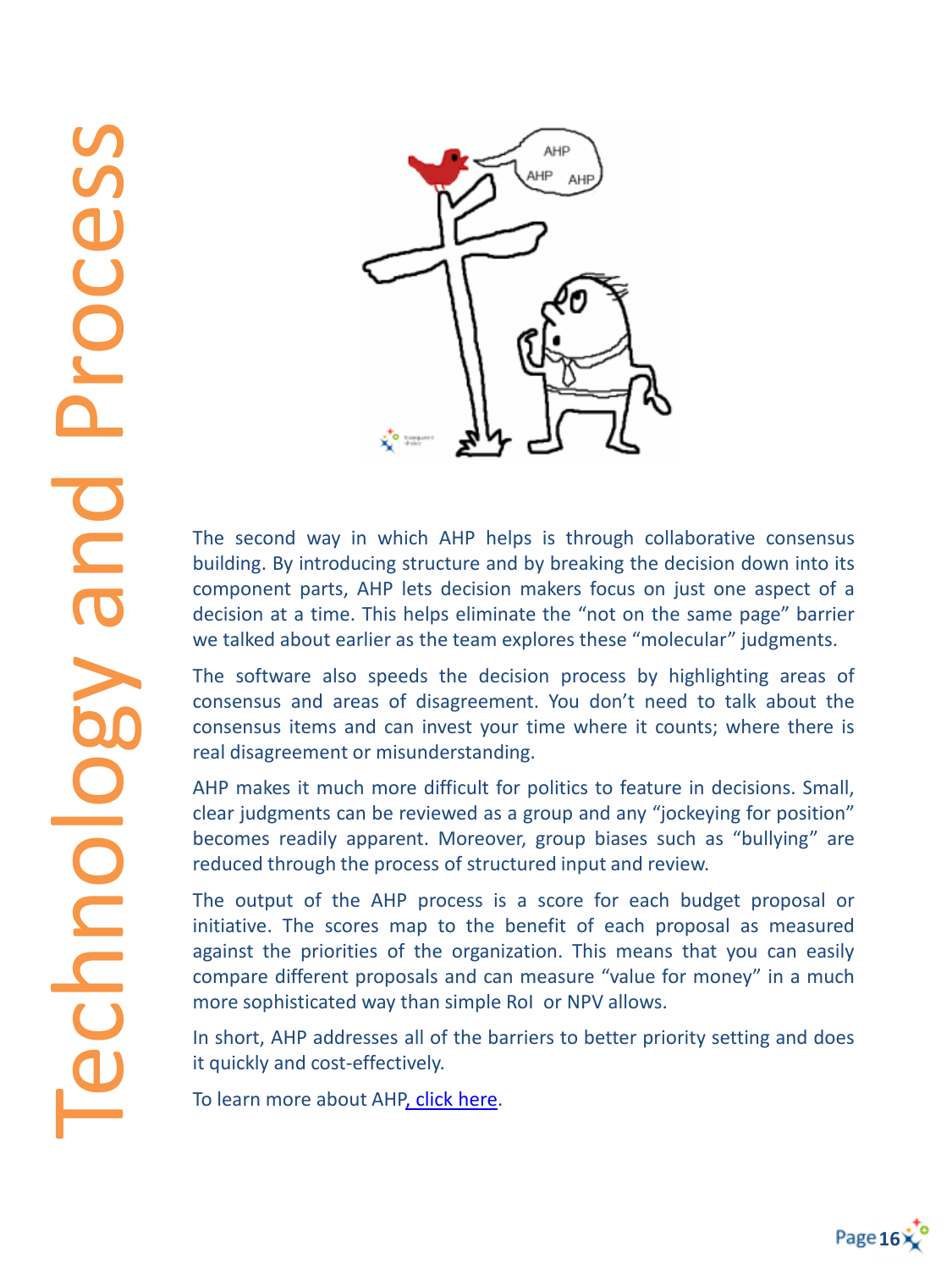# Technology and Process

The second way in which AHP helps is through collaborative consensus building. By introducing structure and by breaking the decision down into its component parts, AHP lets decision makers focus on just one aspect of a decision at a time. This helps eliminate the “not on the same page” barrier we talked about earlier as the team explores these “molecular” judgments.

The software also speeds the decision process by highlighting areas of consensus and areas of disagreement. You don’t need to talk about the consensus items and can invest your time where it counts; where there is real disagreement or misunderstanding.

AHP makes it much more difficult for politics to feature in decisions. Small, clear judgments can be reviewed as a group and any “jockeying for position” becomes readily apparent. Moreover, group biases such as “bullying” are reduced through the process of structured input and review.

The output of the AHP process is a score for each budget proposal or initiative. The scores map to the benefit of each proposal as measured against the priorities of the organization. This means that you can easily compare different proposals and can measure “value for money” in a much more sophisticated way than simple RoI or NPV allows.

In short, AHP addresses all of the barriers to better priority setting and does it quickly and cost-effectively.

To learn more about AHP, click here.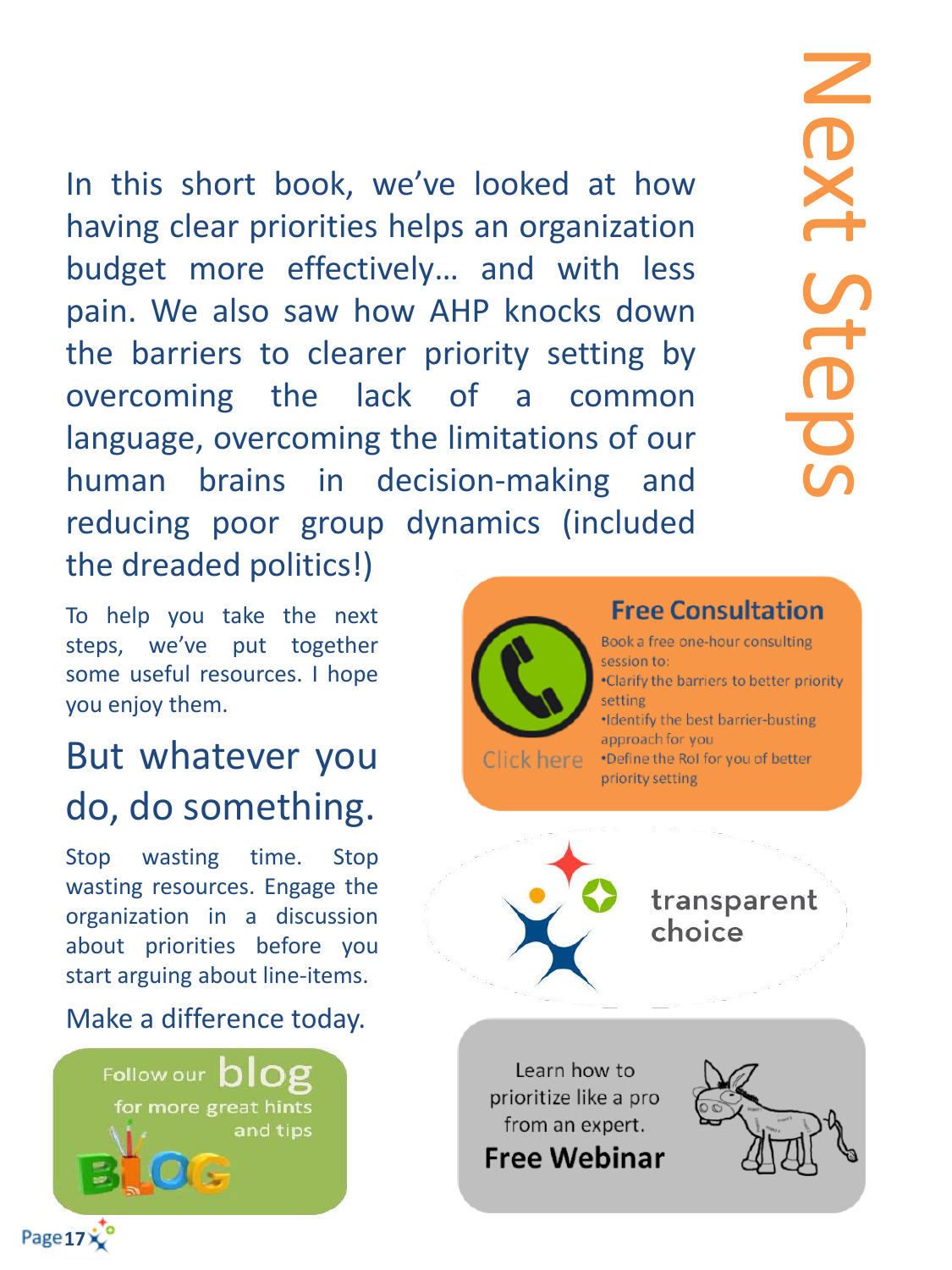# Next Steps

In this short book, we've looked at how having clear priorities helps an organization budget more effectively… and with less pain. We also saw how AHP knocks down the barriers to clearer priority setting by overcoming the lack of a common language, overcoming the limitations of our human brains in decision-making and reducing poor group dynamics (included the dreaded politics!)

To help you take the next steps, we've put together some useful resources. I hope you enjoy them.

## But whatever you do, do something.

Stop wasting time. Stop wasting resources. Engage the organization in a discussion about priorities before you start arguing about line-items.

Make a difference today.

### Free Consultation

Book a free one-hour consulting session to:

- Clarify the barriers to better priority setting
- Identify the best barrier-busting approach for you
- Define the RoI for you of better priority setting

Click here

transparent choice

Follow our blog for more great hints and tips

Learn how to prioritize like a pro from an expert.

**Free Webinar**